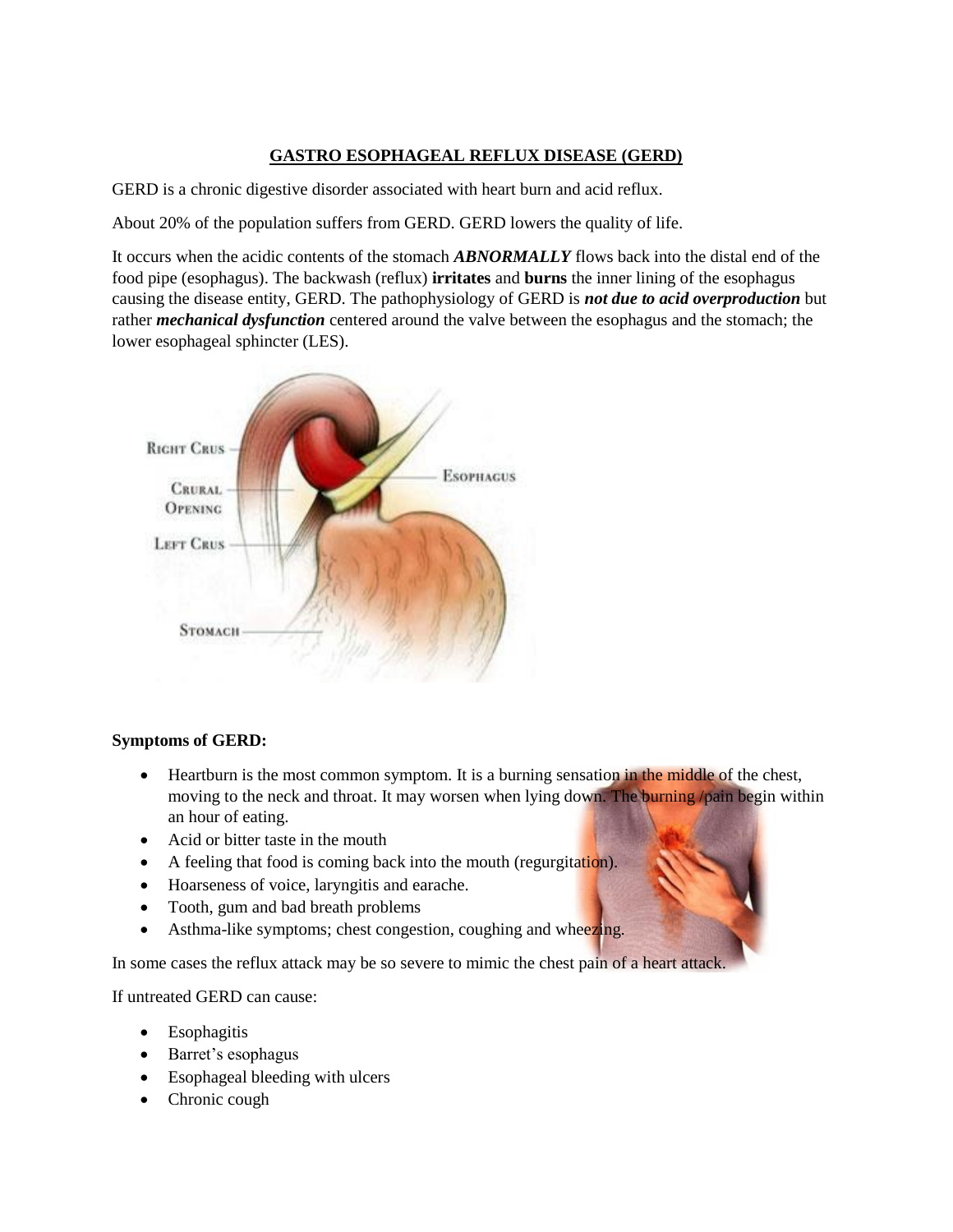# GASTRO ESOPHAGEAL REFLUX DISEASE (GERD)

GERD is a chronic digestive disorder associated with heart burn and acid reflux.

About 20% of the population suffers from GERD. GERD lowers the quality of life.

It occurs when the acidic contents of the stomach ***ABNORMALLY*** flows back into the distal end of the food pipe (esophagus). The backwash (reflux) **irritates** and **burns** the inner lining of the esophagus causing the disease entity, GERD. The pathophysiology of GERD is ***not due to acid overproduction*** but rather ***mechanical dysfunction*** centered around the valve between the esophagus and the stomach; the lower esophageal sphincter (LES).

**Symptoms of GERD:**

- Heartburn is the most common symptom. It is a burning sensation in the middle of the chest, moving to the neck and throat. It may worsen when lying down. The burning /pain begin within an hour of eating.
- Acid or bitter taste in the mouth
- A feeling that food is coming back into the mouth (regurgitation).
- Hoarseness of voice, laryngitis and earache.
- Tooth, gum and bad breath problems
- Asthma-like symptoms; chest congestion, coughing and wheezing.

In some cases the reflux attack may be so severe to mimic the chest pain of a heart attack.

If untreated GERD can cause:

- Esophagitis
- Barret's esophagus
- Esophageal bleeding with ulcers
- Chronic cough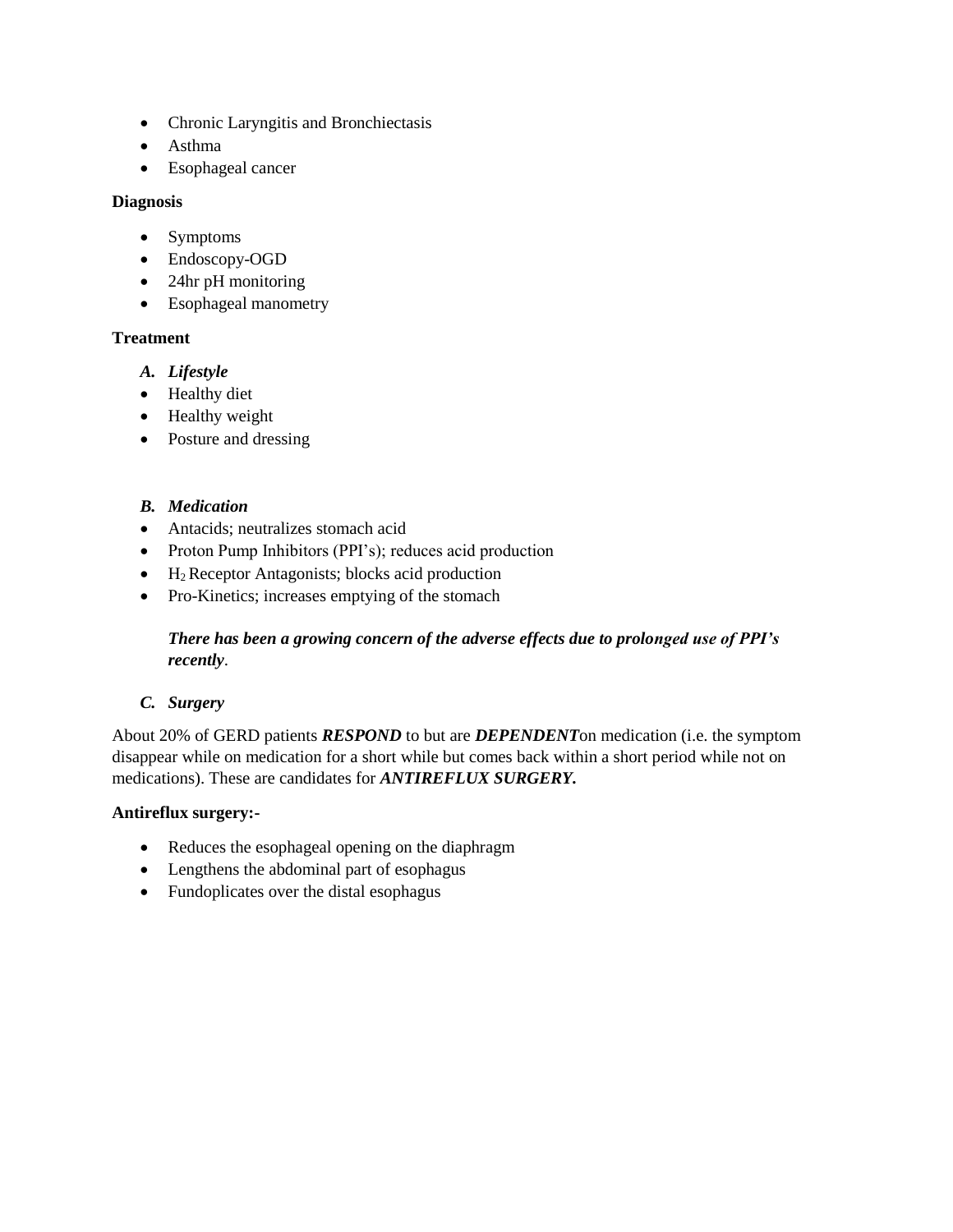- Chronic Laryngitis and Bronchiectasis
- Asthma
- Esophageal cancer

**Diagnosis**

- Symptoms
- Endoscopy-OGD
- 24hr pH monitoring
- Esophageal manometry

**Treatment**

***A. Lifestyle***

- Healthy diet
- Healthy weight
- Posture and dressing

***B. Medication***

- Antacids; neutralizes stomach acid
- Proton Pump Inhibitors (PPI's); reduces acid production
- $H_2$ Receptor Antagonists; blocks acid production
- Pro-Kinetics; increases emptying of the stomach

***There has been a growing concern of the adverse effects due to prolonged use of PPI's recently***.

***C. Surgery***

About 20% of GERD patients ***RESPOND*** to but are ***DEPENDENT***on medication (i.e. the symptom disappear while on medication for a short while but comes back within a short period while not on medications). These are candidates for ***ANTIREFLUX SURGERY.***

**Antireflux surgery:-**

- Reduces the esophageal opening on the diaphragm
- Lengthens the abdominal part of esophagus
- Fundoplicates over the distal esophagus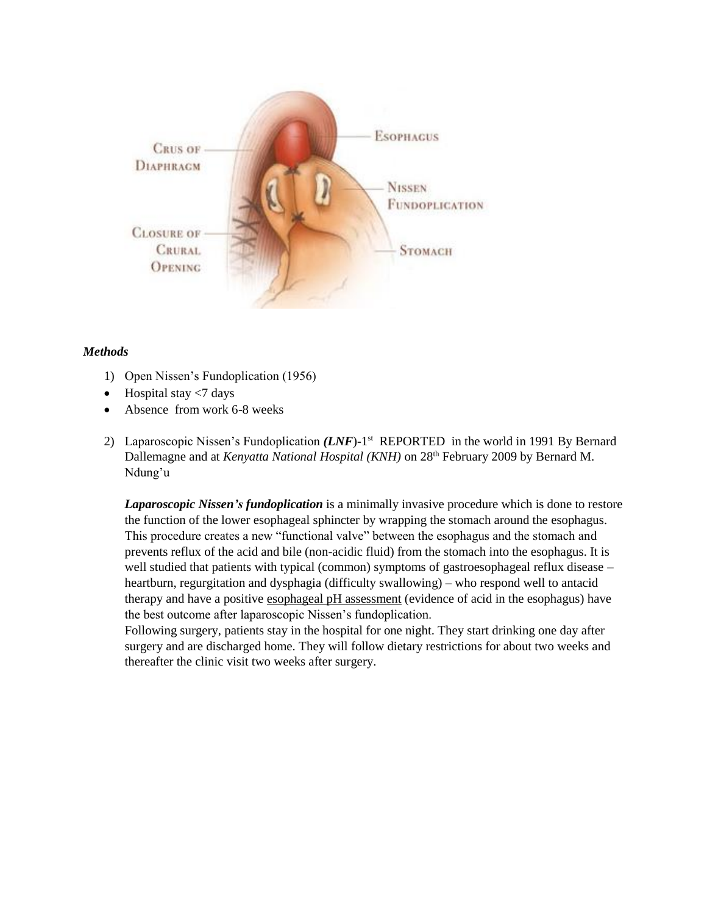*Methods*

1) Open Nissen's Fundoplication (1956)

- Hospital stay <7 days
- Absence from work 6-8 weeks

2) Laparoscopic Nissen's Fundoplication ***(LNF)***-1st REPORTED in the world in 1991 By Bernard Dallemagne and at *Kenyatta National Hospital (KNH)* on 28th February 2009 by Bernard M. Ndung'u

***Laparoscopic Nissen's fundoplication*** is a minimally invasive procedure which is done to restore the function of the lower esophageal sphincter by wrapping the stomach around the esophagus. This procedure creates a new "functional valve" between the esophagus and the stomach and prevents reflux of the acid and bile (non-acidic fluid) from the stomach into the esophagus. It is well studied that patients with typical (common) symptoms of gastroesophageal reflux disease – heartburn, regurgitation and dysphagia (difficulty swallowing) – who respond well to antacid therapy and have a positive esophageal pH assessment (evidence of acid in the esophagus) have the best outcome after laparoscopic Nissen's fundoplication.

Following surgery, patients stay in the hospital for one night. They start drinking one day after surgery and are discharged home. They will follow dietary restrictions for about two weeks and thereafter the clinic visit two weeks after surgery.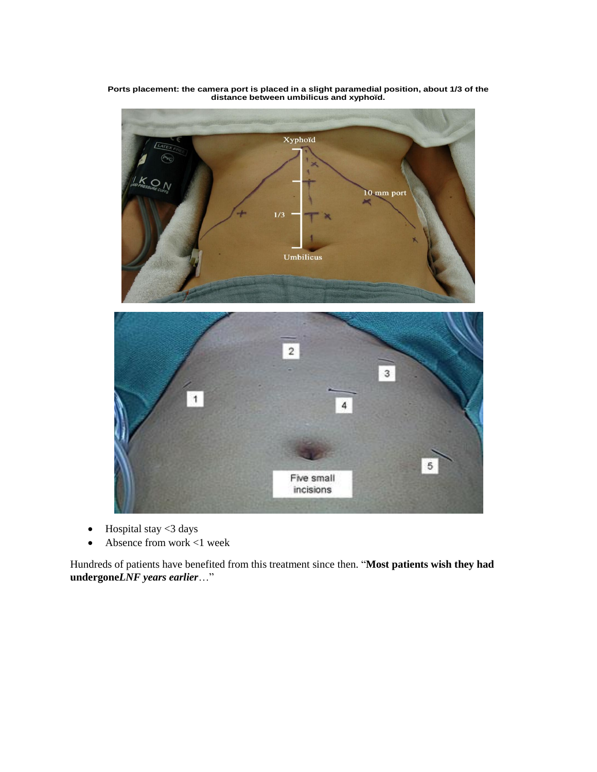**Ports placement: the camera port is placed in a slight paramedial position, about 1/3 of the distance between umbilicus and xyphoïd.**

- Hospital stay <3 days
- Absence from work <1 week

Hundreds of patients have benefited from this treatment since then. "**Most patients wish they had undergone*LNF years earlier***…"